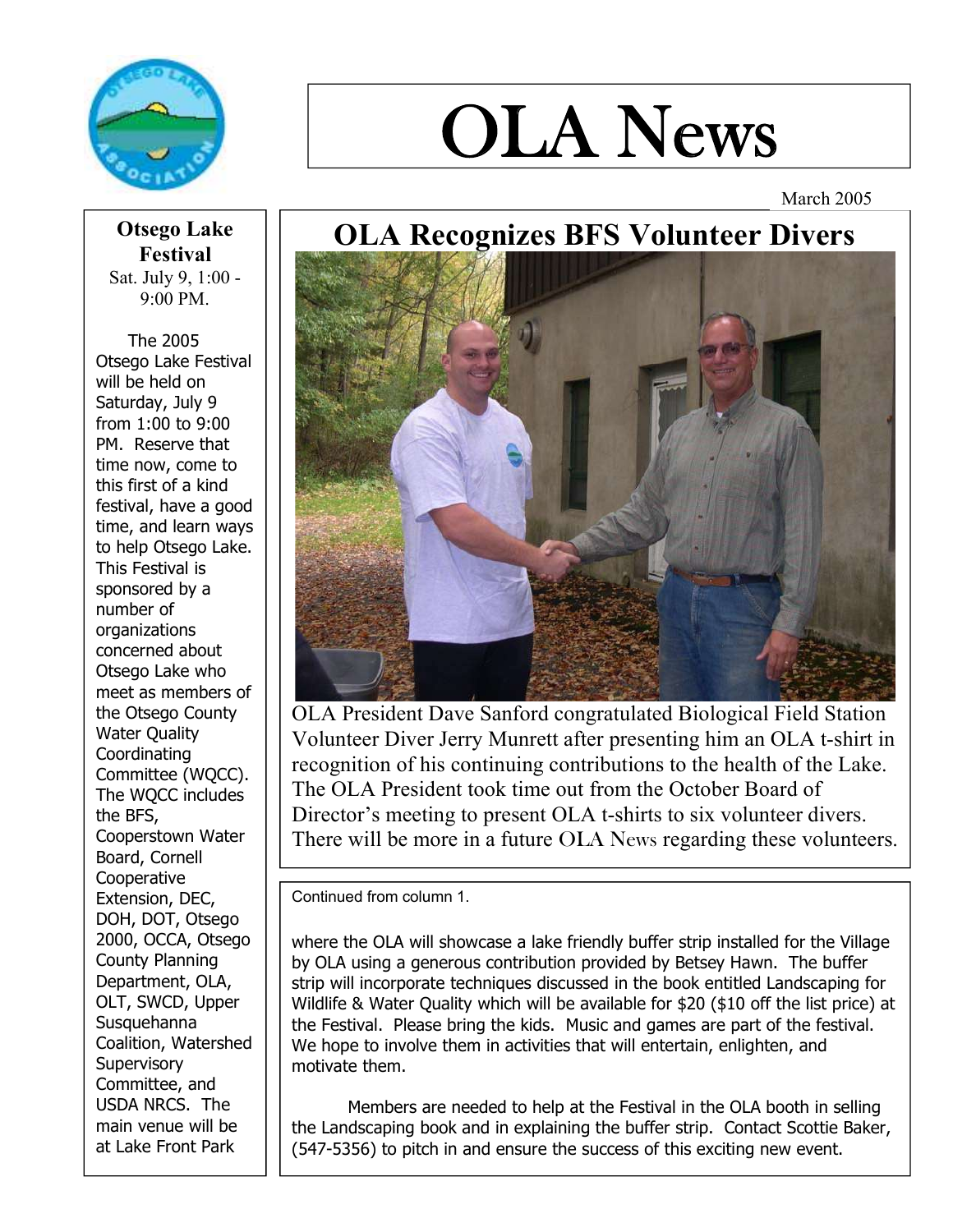# OLA News

March 2005

## Otsego Lake Festival

Sat. July 9, 1:00 - 9:00 PM.

The 2005 Otsego Lake Festival will be held on Saturday, July 9 from 1:00 to 9:00 PM. Reserve that time now, come to this first of a kind festival, have a good time, and learn ways to help Otsego Lake. This Festival is sponsored by a number of organizations concerned about Otsego Lake who meet as members of the Otsego County Water Quality Coordinating Committee (WQCC). The WQCC includes the BFS, Cooperstown Water Board, Cornell Cooperative Extension, DEC, DOH, DOT, Otsego 2000, OCCA, Otsego County Planning Department, OLA, OLT, SWCD, Upper Susquehanna Coalition, Watershed Supervisory Committee, and USDA NRCS. The main venue will be at Lake Front Park

## OLA Recognizes BFS Volunteer Divers

OLA President Dave Sanford congratulated Biological Field Station Volunteer Diver Jerry Munrett after presenting him an OLA t-shirt in recognition of his continuing contributions to the health of the Lake. The OLA President took time out from the October Board of Director's meeting to present OLA t-shirts to six volunteer divers. There will be more in a future OLA News regarding these volunteers.

Continued from column 1.

where the OLA will showcase a lake friendly buffer strip installed for the Village by OLA using a generous contribution provided by Betsey Hawn. The buffer strip will incorporate techniques discussed in the book entitled Landscaping for Wildlife & Water Quality which will be available for $20 ($10 off the list price) at the Festival. Please bring the kids. Music and games are part of the festival. We hope to involve them in activities that will entertain, enlighten, and motivate them.

Members are needed to help at the Festival in the OLA booth in selling the Landscaping book and in explaining the buffer strip. Contact Scottie Baker, (547-5356) to pitch in and ensure the success of this exciting new event.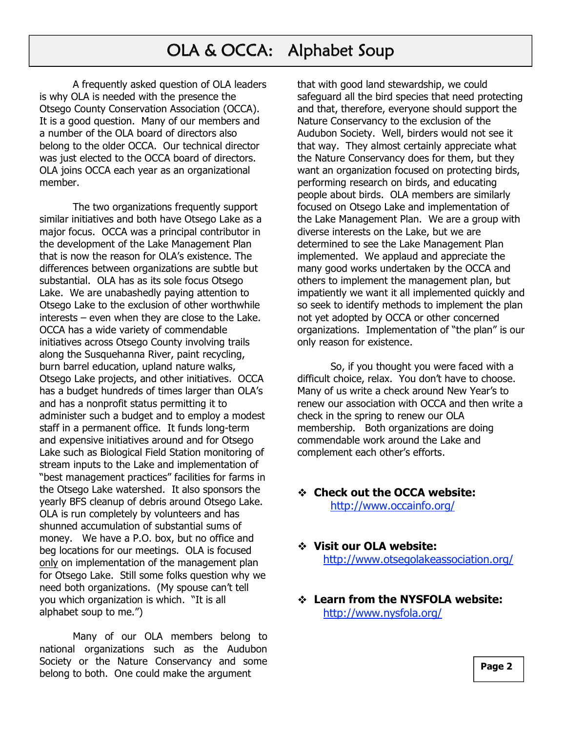# OLA & OCCA: Alphabet Soup

A frequently asked question of OLA leaders is why OLA is needed with the presence the Otsego County Conservation Association (OCCA). It is a good question. Many of our members and a number of the OLA board of directors also belong to the older OCCA. Our technical director was just elected to the OCCA board of directors. OLA joins OCCA each year as an organizational member.

The two organizations frequently support similar initiatives and both have Otsego Lake as a major focus. OCCA was a principal contributor in the development of the Lake Management Plan that is now the reason for OLA's existence. The differences between organizations are subtle but substantial. OLA has as its sole focus Otsego Lake. We are unabashedly paying attention to Otsego Lake to the exclusion of other worthwhile interests – even when they are close to the Lake. OCCA has a wide variety of commendable initiatives across Otsego County involving trails along the Susquehanna River, paint recycling, burn barrel education, upland nature walks, Otsego Lake projects, and other initiatives. OCCA has a budget hundreds of times larger than OLA's and has a nonprofit status permitting it to administer such a budget and to employ a modest staff in a permanent office. It funds long-term and expensive initiatives around and for Otsego Lake such as Biological Field Station monitoring of stream inputs to the Lake and implementation of "best management practices" facilities for farms in the Otsego Lake watershed. It also sponsors the yearly BFS cleanup of debris around Otsego Lake. OLA is run completely by volunteers and has shunned accumulation of substantial sums of money. We have a P.O. box, but no office and beg locations for our meetings. OLA is focused only on implementation of the management plan for Otsego Lake. Still some folks question why we need both organizations. (My spouse can't tell you which organization is which. "It is all alphabet soup to me.")

Many of our OLA members belong to national organizations such as the Audubon Society or the Nature Conservancy and some belong to both. One could make the argument that with good land stewardship, we could safeguard all the bird species that need protecting and that, therefore, everyone should support the Nature Conservancy to the exclusion of the Audubon Society. Well, birders would not see it that way. They almost certainly appreciate what the Nature Conservancy does for them, but they want an organization focused on protecting birds, performing research on birds, and educating people about birds. OLA members are similarly focused on Otsego Lake and implementation of the Lake Management Plan. We are a group with diverse interests on the Lake, but we are determined to see the Lake Management Plan implemented. We applaud and appreciate the many good works undertaken by the OCCA and others to implement the management plan, but impatiently we want it all implemented quickly and so seek to identify methods to implement the plan not yet adopted by OCCA or other concerned organizations. Implementation of "the plan" is our only reason for existence.

So, if you thought you were faced with a difficult choice, relax. You don't have to choose. Many of us write a check around New Year's to renew our association with OCCA and then write a check in the spring to renew our OLA membership. Both organizations are doing commendable work around the Lake and complement each other's efforts.

- **Check out the OCCA website:** http://www.occainfo.org/
- **Visit our OLA website:** http://www.otsegolakeassociation.org/
- **Learn from the NYSFOLA website:** http://www.nysfola.org/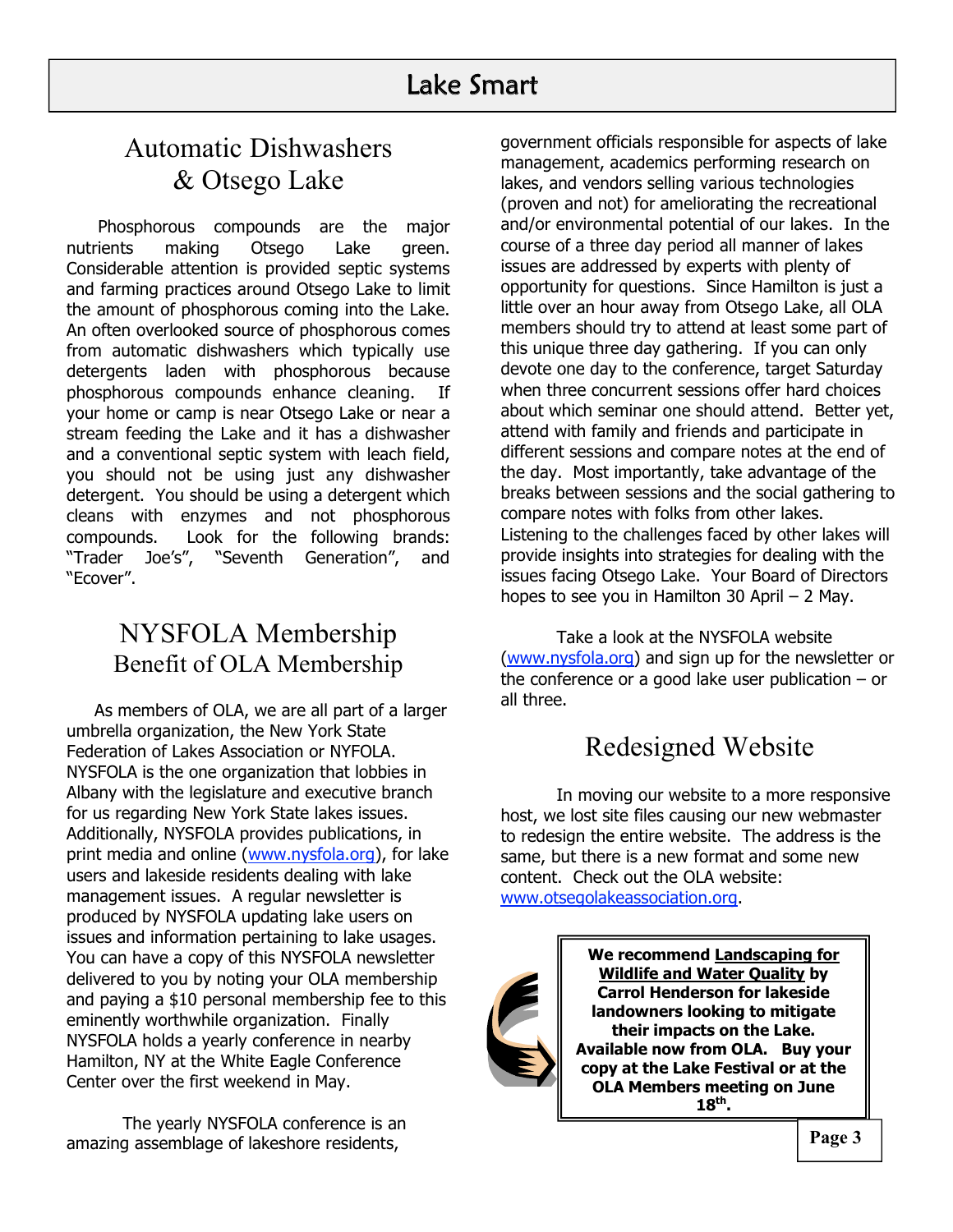# Lake Smart

## Automatic Dishwashers & Otsego Lake

Phosphorous compounds are the major nutrients making Otsego Lake green. Considerable attention is provided septic systems and farming practices around Otsego Lake to limit the amount of phosphorous coming into the Lake. An often overlooked source of phosphorous comes from automatic dishwashers which typically use detergents laden with phosphorous because phosphorous compounds enhance cleaning. If your home or camp is near Otsego Lake or near a stream feeding the Lake and it has a dishwasher and a conventional septic system with leach field, you should not be using just any dishwasher detergent. You should be using a detergent which cleans with enzymes and not phosphorous compounds. Look for the following brands: "Trader Joe's", "Seventh Generation", and "Ecover".

## NYSFOLA Membership
### Benefit of OLA Membership

As members of OLA, we are all part of a larger umbrella organization, the New York State Federation of Lakes Association or NYFOLA. NYSFOLA is the one organization that lobbies in Albany with the legislature and executive branch for us regarding New York State lakes issues. Additionally, NYSFOLA provides publications, in print media and online (www.nysfola.org), for lake users and lakeside residents dealing with lake management issues. A regular newsletter is produced by NYSFOLA updating lake users on issues and information pertaining to lake usages. You can have a copy of this NYSFOLA newsletter delivered to you by noting your OLA membership and paying a $10 personal membership fee to this eminently worthwhile organization. Finally NYSFOLA holds a yearly conference in nearby Hamilton, NY at the White Eagle Conference Center over the first weekend in May.

The yearly NYSFOLA conference is an amazing assemblage of lakeshore residents, government officials responsible for aspects of lake management, academics performing research on lakes, and vendors selling various technologies (proven and not) for ameliorating the recreational and/or environmental potential of our lakes. In the course of a three day period all manner of lakes issues are addressed by experts with plenty of opportunity for questions. Since Hamilton is just a little over an hour away from Otsego Lake, all OLA members should try to attend at least some part of this unique three day gathering. If you can only devote one day to the conference, target Saturday when three concurrent sessions offer hard choices about which seminar one should attend. Better yet, attend with family and friends and participate in different sessions and compare notes at the end of the day. Most importantly, take advantage of the breaks between sessions and the social gathering to compare notes with folks from other lakes. Listening to the challenges faced by other lakes will provide insights into strategies for dealing with the issues facing Otsego Lake. Your Board of Directors hopes to see you in Hamilton 30 April – 2 May.

Take a look at the NYSFOLA website (www.nysfola.org) and sign up for the newsletter or the conference or a good lake user publication – or all three.

## Redesigned Website

In moving our website to a more responsive host, we lost site files causing our new webmaster to redesign the entire website. The address is the same, but there is a new format and some new content. Check out the OLA website: www.otsegolakeassociation.org.

**We recommend <u>Landscaping for Wildlife and Water Quality</u> by Carrol Henderson for lakeside landowners looking to mitigate their impacts on the Lake. Available now from OLA. Buy your copy at the Lake Festival or at the OLA Members meeting on June 18th.**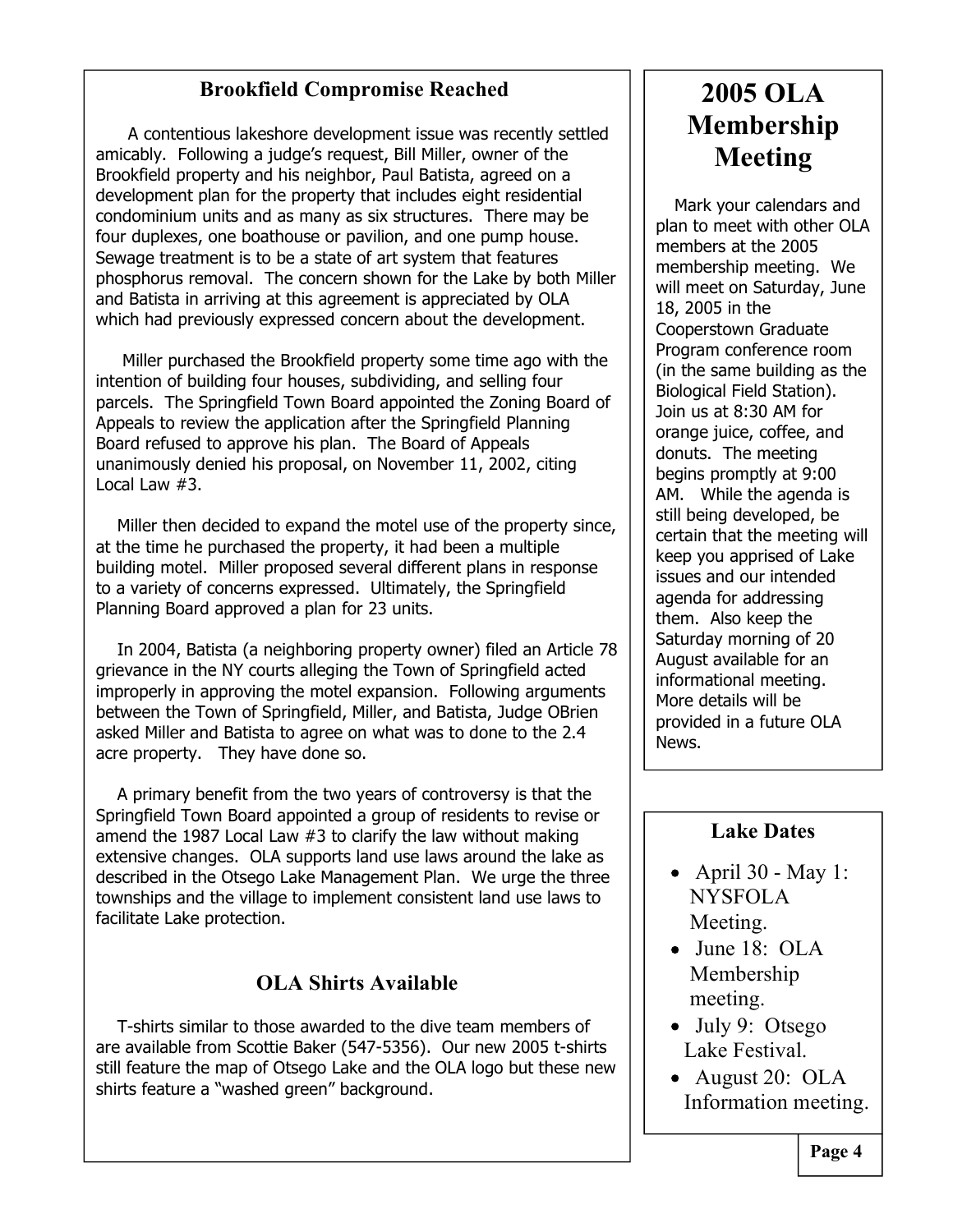## Brookfield Compromise Reached

A contentious lakeshore development issue was recently settled amicably. Following a judge's request, Bill Miller, owner of the Brookfield property and his neighbor, Paul Batista, agreed on a development plan for the property that includes eight residential condominium units and as many as six structures. There may be four duplexes, one boathouse or pavilion, and one pump house. Sewage treatment is to be a state of art system that features phosphorus removal. The concern shown for the Lake by both Miller and Batista in arriving at this agreement is appreciated by OLA which had previously expressed concern about the development.

Miller purchased the Brookfield property some time ago with the intention of building four houses, subdividing, and selling four parcels. The Springfield Town Board appointed the Zoning Board of Appeals to review the application after the Springfield Planning Board refused to approve his plan. The Board of Appeals unanimously denied his proposal, on November 11, 2002, citing Local Law #3.

Miller then decided to expand the motel use of the property since, at the time he purchased the property, it had been a multiple building motel. Miller proposed several different plans in response to a variety of concerns expressed. Ultimately, the Springfield Planning Board approved a plan for 23 units.

In 2004, Batista (a neighboring property owner) filed an Article 78 grievance in the NY courts alleging the Town of Springfield acted improperly in approving the motel expansion. Following arguments between the Town of Springfield, Miller, and Batista, Judge OBrien asked Miller and Batista to agree on what was to done to the 2.4 acre property. They have done so.

A primary benefit from the two years of controversy is that the Springfield Town Board appointed a group of residents to revise or amend the 1987 Local Law #3 to clarify the law without making extensive changes. OLA supports land use laws around the lake as described in the Otsego Lake Management Plan. We urge the three townships and the village to implement consistent land use laws to facilitate Lake protection.

## OLA Shirts Available

T-shirts similar to those awarded to the dive team members of are available from Scottie Baker (547-5356). Our new 2005 t-shirts still feature the map of Otsego Lake and the OLA logo but these new shirts feature a "washed green" background.

# 2005 OLA Membership Meeting

Mark your calendars and plan to meet with other OLA members at the 2005 membership meeting. We will meet on Saturday, June 18, 2005 in the Cooperstown Graduate Program conference room (in the same building as the Biological Field Station). Join us at 8:30 AM for orange juice, coffee, and donuts. The meeting begins promptly at 9:00 AM. While the agenda is still being developed, be certain that the meeting will keep you apprised of Lake issues and our intended agenda for addressing them. Also keep the Saturday morning of 20 August available for an informational meeting. More details will be provided in a future OLA News.

## Lake Dates

- April 30 - May 1: NYSFOLA Meeting.
- June 18: OLA Membership meeting.
- July 9: Otsego Lake Festival.
- August 20: OLA Information meeting.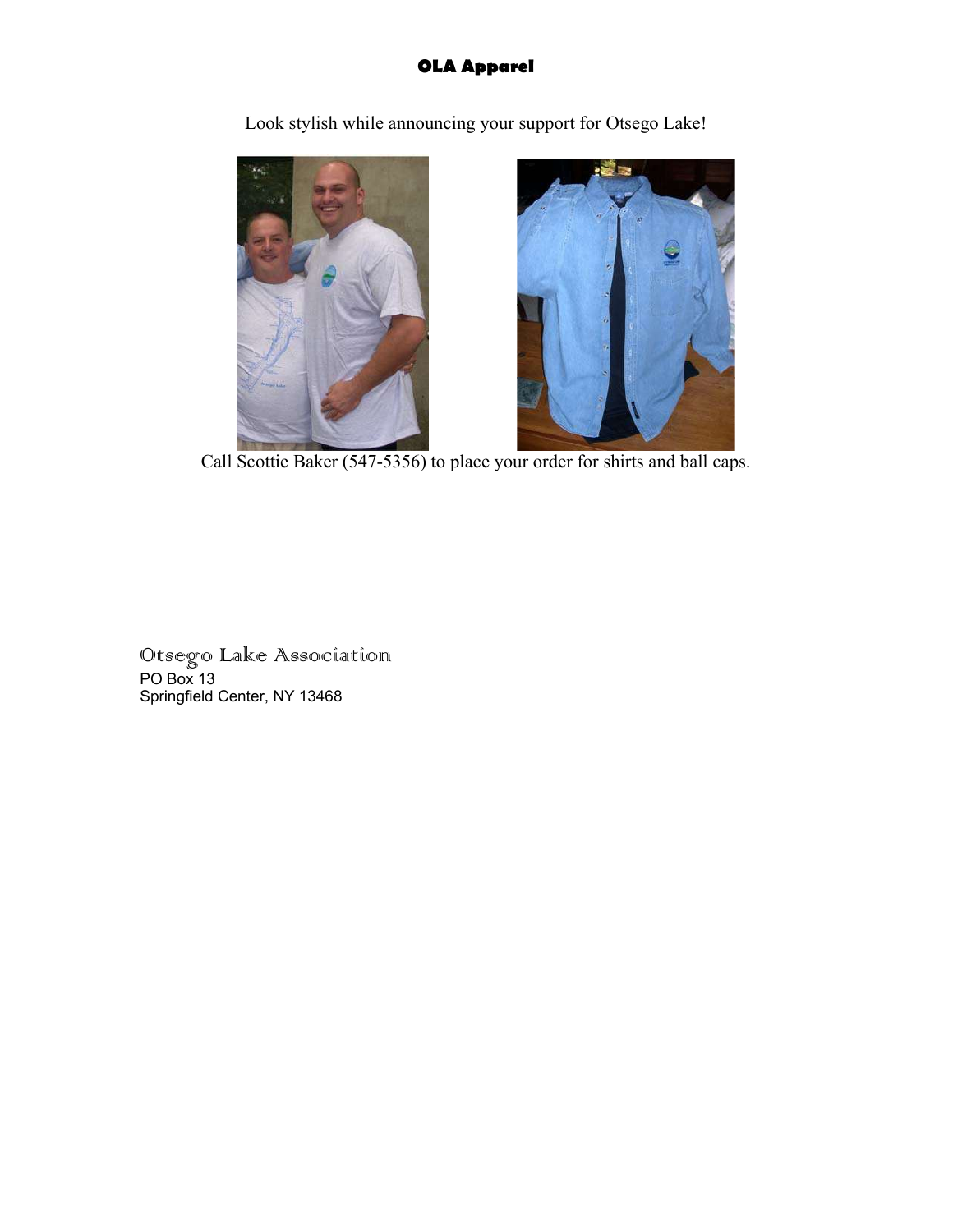# OLA Apparel

Look stylish while announcing your support for Otsego Lake!

Call Scottie Baker (547-5356) to place your order for shirts and ball caps.

Otsego Lake Association
PO Box 13
Springfield Center, NY 13468